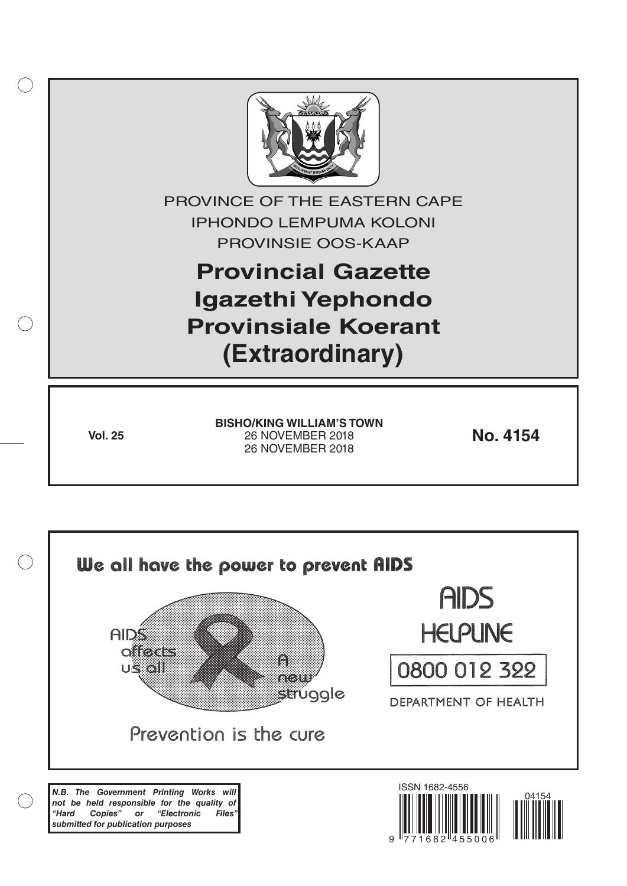PROVINCE OF THE EASTERN CAPE
IPHONDO LEMPUMA KOLONI
PROVINSIE OOS-KAAP

# Provincial Gazette
# Igazethi Yephondo
# Provinsiale Koerant
# (Extraordinary)

**Vol. 25**

**BISHO/KING WILLIAM'S TOWN**
26 NOVEMBER 2018
26 NOVEMBER 2018

**No. 4154**

**We all have the power to prevent AIDS**

AIDS affects us all

A new struggle

Prevention is the cure

AIDS HELPLINE

0800 012 322

DEPARTMENT OF HEALTH

***N.B. The Government Printing Works will not be held responsible for the quality of "Hard Copies" or "Electronic Files" submitted for publication purposes***

ISSN 1682-4556

04154

9 771682 455006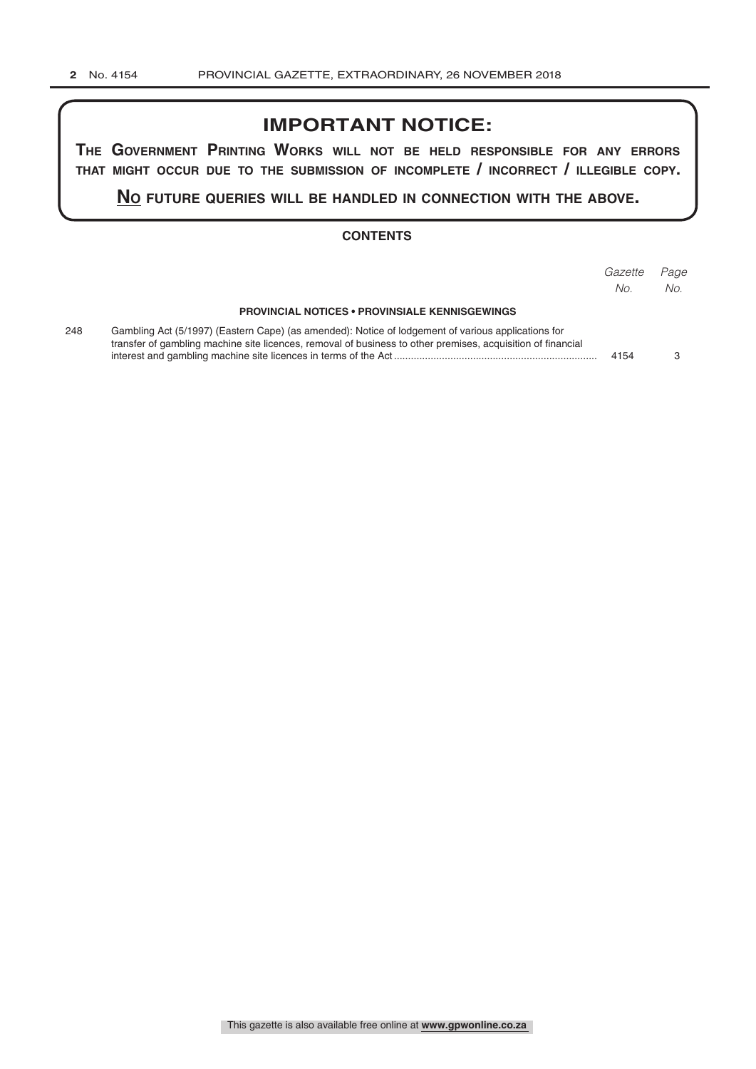# IMPORTANT NOTICE:

**THE GOVERNMENT PRINTING WORKS WILL NOT BE HELD RESPONSIBLE FOR ANY ERRORS THAT MIGHT OCCUR DUE TO THE SUBMISSION OF INCOMPLETE / INCORRECT / ILLEGIBLE COPY.**

**NO FUTURE QUERIES WILL BE HANDLED IN CONNECTION WITH THE ABOVE.**

## CONTENTS

| | | *Gazette No.* | *Page No.* |
|---|---|---|---|
| | **PROVINCIAL NOTICES • PROVINSIALE KENNISGEWINGS** | | |
| 248 | Gambling Act (5/1997) (Eastern Cape) (as amended): Notice of lodgement of various applications for transfer of gambling machine site licences, removal of business to other premises, acquisition of financial interest and gambling machine site licences in terms of the Act | 4154 | 3 |

This gazette is also available free online at **www.gpwonline.co.za**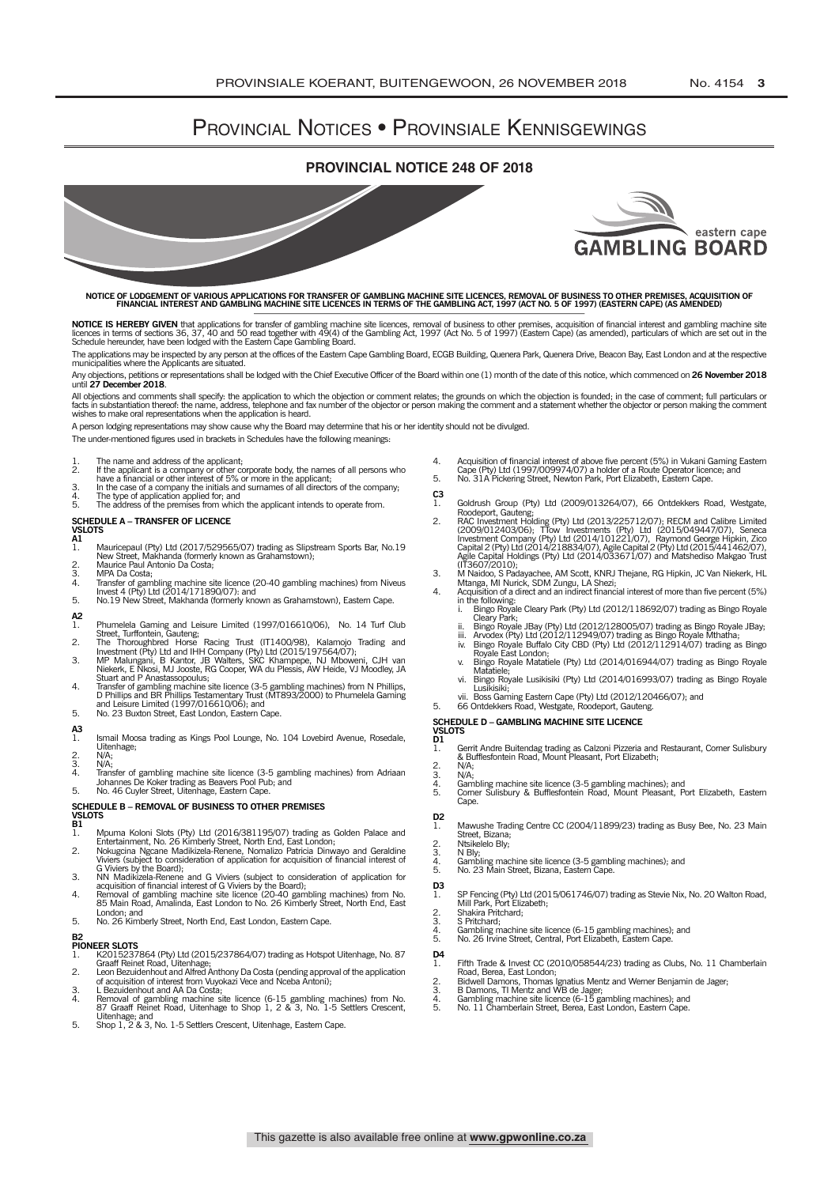# Provincial Notices • Provinsiale Kennisgewings

## PROVINCIAL NOTICE 248 OF 2018

**NOTICE OF LODGEMENT OF VARIOUS APPLICATIONS FOR TRANSFER OF GAMBLING MACHINE SITE LICENCES, REMOVAL OF BUSINESS TO OTHER PREMISES, ACQUISITION OF FINANCIAL INTEREST AND GAMBLING MACHINE SITE LICENCES IN TERMS OF THE GAMBLING ACT, 1997 (ACT NO. 5 OF 1997) (EASTERN CAPE) (AS AMENDED)**

**NOTICE IS HEREBY GIVEN** that applications for transfer of gambling machine site licences, removal of business to other premises, acquisition of financial interest and gambling machine site licences in terms of sections 36, 37, 40 and 50 read together with 49(4) of the Gambling Act, 1997 (Act No. 5 of 1997) (Eastern Cape) (as amended), particulars of which are set out in the Schedule hereunder, have been lodged with the Eastern Cape Gambling Board.

The applications may be inspected by any person at the offices of the Eastern Cape Gambling Board, ECGB Building, Quenera Park, Quenera Drive, Beacon Bay, East London and at the respective municipalities where the Applicants are situated.

Any objections, petitions or representations shall be lodged with the Chief Executive Officer of the Board within one (1) month of the date of this notice, which commenced on **26 November 2018** until **27 December 2018**.

All objections and comments shall specify: the application to which the objection or comment relates; the grounds on which the objection is founded; in the case of comment; full particulars or facts in substantiation thereof: the name, address, telephone and fax number of the objector or person making the comment and a statement whether the objector or person making the comment wishes to make oral representations when the application is heard.

A person lodging representations may show cause why the Board may determine that his or her identity should not be divulged.

The under-mentioned figures used in brackets in Schedules have the following meanings:

1. The name and address of the applicant;
2. If the applicant is a company or other corporate body, the names of all persons who have a financial or other interest of 5% or more in the applicant;
3. In the case of a company the initials and surnames of all directors of the company;
4. The type of application applied for; and
5. The address of the premises from which the applicant intends to operate from.

### SCHEDULE A – TRANSFER OF LICENCE

**VSLOTS**

**A1**

1. Mauricepaul (Pty) Ltd (2017/529565/07) trading as Slipstream Sports Bar, No.19 New Street, Makhanda (formerly known as Grahamstown);
2. Maurice Paul Antonio Da Costa;
3. MPA Da Costa;
4. Transfer of gambling machine site licence (20-40 gambling machines) from Niveus Invest 4 (Pty) Ltd (2014/171890/07): and
5. No.19 New Street, Makhanda (formerly known as Grahamstown), Eastern Cape.

**A2**

1. Phumelela Gaming and Leisure Limited (1997/016610/06), No. 14 Turf Club Street, Turffontein, Gauteng;
2. The Thoroughbred Horse Racing Trust (IT1400/98), Kalamojo Trading and Investment (Pty) Ltd and IHH Company (Pty) Ltd (2015/197564/07);
3. MP Malungani, B Kantor, JB Walters, SKC Khampepe, NJ Mboweni, CJH van Niekerk, E Nkosi, MJ Jooste, RG Cooper, WA du Plessis, AW Heide, VJ Moodley, JA Stuart and P Anastassopoulus;
4. Transfer of gambling machine site licence (3-5 gambling machines) from N Phillips, D Phillips and BR Phillips Testamentary Trust (MT893/2000) to Phumelela Gaming and Leisure Limited (1997/016610/06); and
5. No. 23 Buxton Street, East London, Eastern Cape.

**A3**

1. Ismail Moosa trading as Kings Pool Lounge, No. 104 Lovebird Avenue, Rosedale, Uitenhage;
2. N/A;
3. N/A;
4. Transfer of gambling machine site licence (3-5 gambling machines) from Adriaan Johannes De Koker trading as Beavers Pool Pub; and
5. No. 46 Cuyler Street, Uitenhage, Eastern Cape.

### SCHEDULE B – REMOVAL OF BUSINESS TO OTHER PREMISES

**VSLOTS**

**B1**

1. Mpuma Koloni Slots (Pty) Ltd (2016/381195/07) trading as Golden Palace and Entertainment, No. 26 Kimberly Street, North End, East London;
2. Nokugcina Ngcane Madikizela-Renene, Nomalizo Patricia Dinwayo and Geraldine Viviers (subject to consideration of application for acquisition of financial interest of G Viviers by the Board);
3. NN Madikizela-Renene and G Viviers (subject to consideration of application for acquisition of financial interest of G Viviers by the Board);
4. Removal of gambling machine site licence (20-40 gambling machines) from No. 85 Main Road, Amalinda, East London to No. 26 Kimberly Street, North End, East London; and
5. No. 26 Kimberly Street, North End, East London, Eastern Cape.

**B2**

**PIONEER SLOTS**

1. K2015237864 (Pty) Ltd (2015/237864/07) trading as Hotspot Uitenhage, No. 87 Graaff Reinet Road, Uitenhage;
2. Leon Bezuidenhout and Alfred Anthony Da Costa (pending approval of the application of acquisition of interest from Vuyokazi Vece and Nceba Antoni);
3. L Bezuidenhout and AA Da Costa;
4. Removal of gambling machine site licence (6-15 gambling machines) from No. 87 Graaff Reinet Road, Uitenhage to Shop 1, 2 & 3, No. 1-5 Settlers Crescent, Uitenhage; and
5. Shop 1, 2 & 3, No. 1-5 Settlers Crescent, Uitenhage, Eastern Cape.

4. Acquisition of financial interest of above five percent (5%) in Vukani Gaming Eastern Cape (Pty) Ltd (1997/009974/07) a holder of a Route Operator licence; and
5. No. 31A Pickering Street, Newton Park, Port Elizabeth, Eastern Cape.

**C3**

1. Goldrush Group (Pty) Ltd (2009/013264/07), 66 Ontdekkers Road, Westgate, Roodeport, Gauteng;
2. RAC Investment Holding (Pty) Ltd (2013/225712/07); RECM and Calibre Limited (2009/012403/06); TTow Investments (Pty) Ltd (2015/049447/07), Seneca Investment Company (Pty) Ltd (2014/101221/07), Raymond George Hipkin, Zico Capital 2 (Pty) Ltd (2014/218834/07), Agile Capital 2 (Pty) Ltd (2015/441462/07), Agile Capital Holdings (Pty) Ltd (2014/033671/07) and Matshediso Makgao Trust (IT3607/2010);
3. M Naidoo, S Padayachee, AM Scott, KNRJ Thejane, RG Hipkin, JC Van Niekerk, HL Mtanga, MI Nurick, SDM Zungu, LA Shezi;
4. Acquisition of a direct and an indirect financial interest of more than five percent (5%) in the following:
   1. Bingo Royale Cleary Park (Pty) Ltd (2012/118692/07) trading as Bingo Royale Cleary Park;
   2. Bingo Royale JBay (Pty) Ltd (2012/128005/07) trading as Bingo Royale JBay;
   3. Arvodex (Pty) Ltd (2012/112949/07) trading as Bingo Royale Mthatha;
   4. Bingo Royale Buffalo City CBD (Pty) Ltd (2012/112914/07) trading as Bingo Royale East London;
   5. Bingo Royale Matatiele (Pty) Ltd (2014/016944/07) trading as Bingo Royale Matatiele;
   6. Bingo Royale Lusikisiki (Pty) Ltd (2014/016993/07) trading as Bingo Royale Lusikisiki;
   7. Boss Gaming Eastern Cape (Pty) Ltd (2012/120466/07); and
5. 66 Ontdekkers Road, Westgate, Roodeport, Gauteng.

### SCHEDULE D – GAMBLING MACHINE SITE LICENCE

**VSLOTS**

**D1**

1. Gerrit Andre Buitendag trading as Calzoni Pizzeria and Restaurant, Corner Sulisbury & Bufflesfontein Road, Mount Pleasant, Port Elizabeth;
2. N/A;
3. N/A;
4. Gambling machine site licence (3-5 gambling machines); and
5. Corner Sulisbury & Bufflesfontein Road, Mount Pleasant, Port Elizabeth, Eastern Cape.

**D2**

1. Mawushe Trading Centre CC (2004/11899/23) trading as Busy Bee, No. 23 Main Street, Bizana;
2. Ntsikelelo Bly;
3. N Bly;
4. Gambling machine site licence (3-5 gambling machines); and
5. No. 23 Main Street, Bizana, Eastern Cape.

**D3**

1. SP Fencing (Pty) Ltd (2015/061746/07) trading as Stevie Nix, No. 20 Walton Road, Mill Park, Port Elizabeth;
2. Shakira Pritchard;
3. S Pritchard;
4. Gambling machine site licence (6-15 gambling machines); and
5. No. 26 Irvine Street, Central, Port Elizabeth, Eastern Cape.

**D4**

1. Fifth Trade & Invest CC (2010/058544/23) trading as Clubs, No. 11 Chamberlain Road, Berea, East London;
2. Bidwell Damons, Thomas Ignatius Mentz and Werner Benjamin de Jager;
3. B Damons, TI Mentz and WB de Jager;
4. Gambling machine site licence (6-15 gambling machines); and
5. No. 11 Chamberlain Street, Berea, East London, Eastern Cape.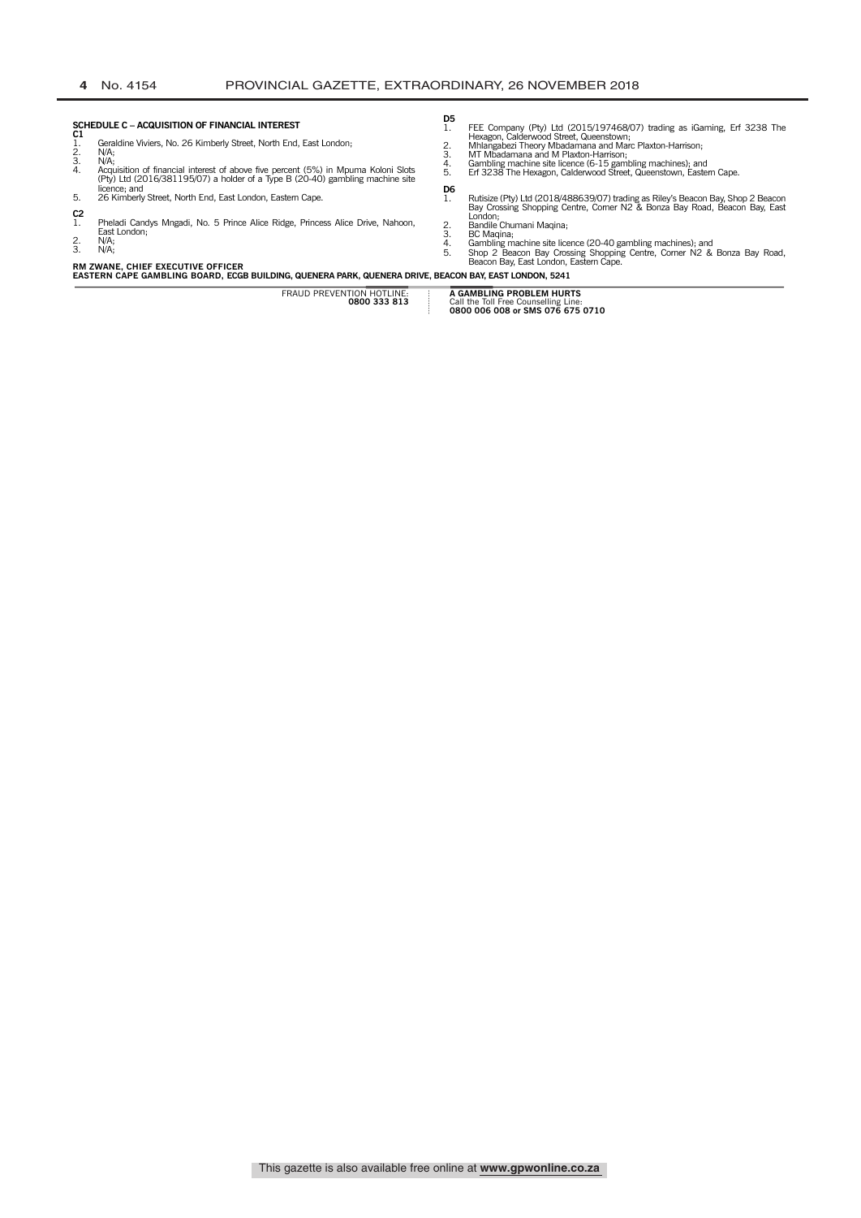**SCHEDULE C – ACQUISITION OF FINANCIAL INTEREST**

**C1**

1. Geraldine Viviers, No. 26 Kimberly Street, North End, East London;
2. N/A;
3. N/A;
4. Acquisition of financial interest of above five percent (5%) in Mpuma Koloni Slots (Pty) Ltd (2016/381195/07) a holder of a Type B (20-40) gambling machine site licence; and
5. 26 Kimberly Street, North End, East London, Eastern Cape.

**C2**

1. Pheladi Candys Mngadi, No. 5 Prince Alice Ridge, Princess Alice Drive, Nahoon, East London;
2. N/A;
3. N/A;

**D5**

1. FEE Company (Pty) Ltd (2015/197468/07) trading as iGaming, Erf 3238 The Hexagon, Calderwood Street, Queenstown;
2. Mhlangabezi Theory Mbadamana and Marc Plaxton-Harrison;
3. MT Mbadamana and M Plaxton-Harrison;
4. Gambling machine site licence (6-15 gambling machines); and
5. Erf 3238 The Hexagon, Calderwood Street, Queenstown, Eastern Cape.

**D6**

1. Rutisize (Pty) Ltd (2018/488639/07) trading as Riley's Beacon Bay, Shop 2 Beacon Bay Crossing Shopping Centre, Corner N2 & Bonza Bay Road, Beacon Bay, East London;
2. Bandile Chumani Maqina;
3. BC Maqina;
4. Gambling machine site licence (20-40 gambling machines); and
5. Shop 2 Beacon Bay Crossing Shopping Centre, Corner N2 & Bonza Bay Road, Beacon Bay, East London, Eastern Cape.

**RM ZWANE, CHIEF EXECUTIVE OFFICER**
**EASTERN CAPE GAMBLING BOARD, ECGB BUILDING, QUENERA PARK, QUENERA DRIVE, BEACON BAY, EAST LONDON, 5241**

FRAUD PREVENTION HOTLINE:
**0800 333 813**

**A GAMBLING PROBLEM HURTS**
Call the Toll Free Counselling Line:
**0800 006 008 or SMS 076 675 0710**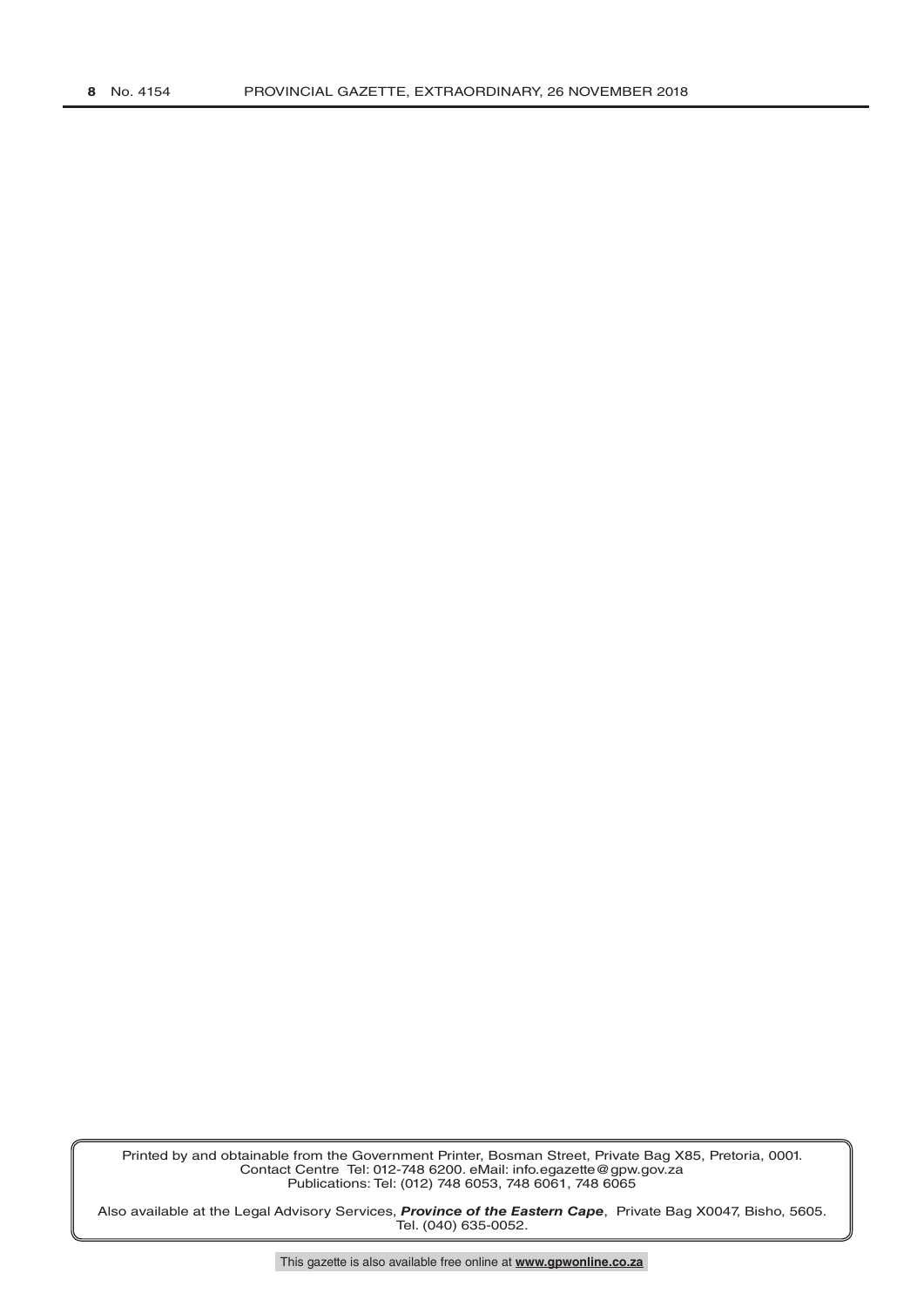Printed by and obtainable from the Government Printer, Bosman Street, Private Bag X85, Pretoria, 0001.
Contact Centre Tel: 012-748 6200. eMail: info.egazette@gpw.gov.za
Publications: Tel: (012) 748 6053, 748 6061, 748 6065

Also available at the Legal Advisory Services, ***Province of the Eastern Cape***, Private Bag X0047, Bisho, 5605.
Tel. (040) 635-0052.

This gazette is also available free online at **www.gpwonline.co.za**